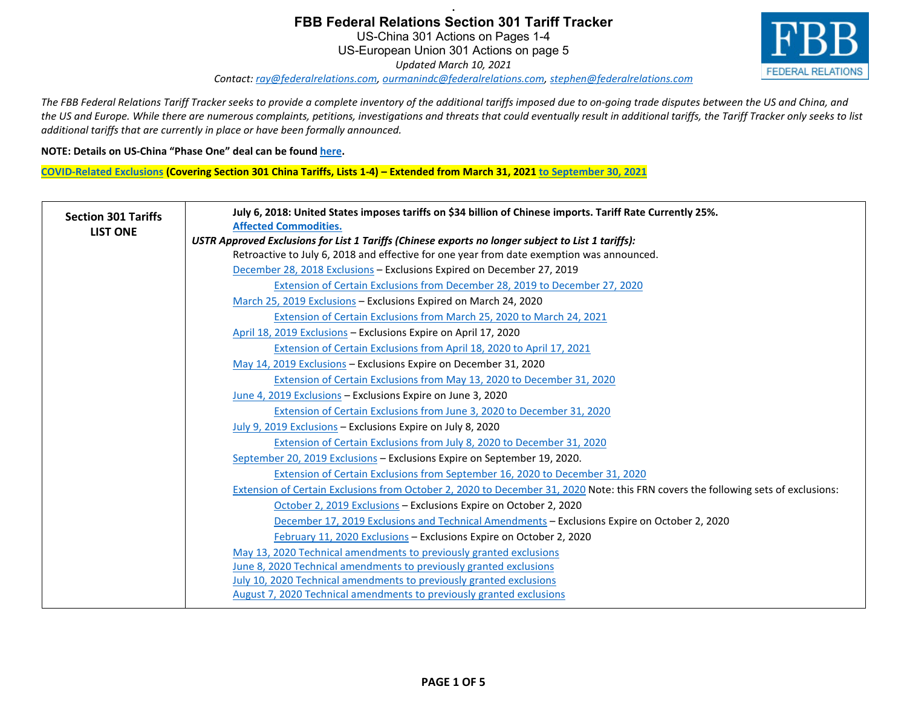# FBB Federal Relations Section 301 Tariff Tracker

US-China 301 Actions on Pages 1-4

US-European Union 301 Actions on page 5

*Updated March 10, 2021*

*Contact: ray@federalrelations.com, ourmanindc@federalrelations.com, stephen@federalrelations.com*

FBB FEDERAL RELATIONS

*The FBB Federal Relations Tariff Tracker seeks to provide a complete inventory of the additional tariffs imposed due to on-going trade disputes between the US and China, and the US and Europe. While there are numerous complaints, petitions, investigations and threats that could eventually result in additional tariffs, the Tariff Tracker only seeks to list additional tariffs that are currently in place or have been formally announced.*

**NOTE: Details on US-China "Phase One" deal can be found here.**

**COVID-Related Exclusions (Covering Section 301 China Tariffs, Lists 1-4) – Extended from March 31, 2021 to September 30, 2021**

| Section 301 Tariffs LIST ONE | Details |
| --- | --- |
| | **July 6, 2018: United States imposes tariffs on $34 billion of Chinese imports. Tariff Rate Currently 25%.**<br>**Affected Commodities.**<br>***USTR Approved Exclusions for List 1 Tariffs (Chinese exports no longer subject to List 1 tariffs):***<br>Retroactive to July 6, 2018 and effective for one year from date exemption was announced.<br>December 28, 2018 Exclusions – Exclusions Expired on December 27, 2019<br>&nbsp;&nbsp;&nbsp;&nbsp;Extension of Certain Exclusions from December 28, 2019 to December 27, 2020<br>March 25, 2019 Exclusions – Exclusions Expired on March 24, 2020<br>&nbsp;&nbsp;&nbsp;&nbsp;Extension of Certain Exclusions from March 25, 2020 to March 24, 2021<br>April 18, 2019 Exclusions – Exclusions Expire on April 17, 2020<br>&nbsp;&nbsp;&nbsp;&nbsp;Extension of Certain Exclusions from April 18, 2020 to April 17, 2021<br>May 14, 2019 Exclusions – Exclusions Expire on December 31, 2020<br>&nbsp;&nbsp;&nbsp;&nbsp;Extension of Certain Exclusions from May 13, 2020 to December 31, 2020<br>June 4, 2019 Exclusions – Exclusions Expire on June 3, 2020<br>&nbsp;&nbsp;&nbsp;&nbsp;Extension of Certain Exclusions from June 3, 2020 to December 31, 2020<br>July 9, 2019 Exclusions – Exclusions Expire on July 8, 2020<br>&nbsp;&nbsp;&nbsp;&nbsp;Extension of Certain Exclusions from July 8, 2020 to December 31, 2020<br>September 20, 2019 Exclusions – Exclusions Expire on September 19, 2020.<br>&nbsp;&nbsp;&nbsp;&nbsp;Extension of Certain Exclusions from September 16, 2020 to December 31, 2020<br>Extension of Certain Exclusions from October 2, 2020 to December 31, 2020 Note: this FRN covers the following sets of exclusions:<br>&nbsp;&nbsp;&nbsp;&nbsp;October 2, 2019 Exclusions – Exclusions Expire on October 2, 2020<br>&nbsp;&nbsp;&nbsp;&nbsp;December 17, 2019 Exclusions and Technical Amendments – Exclusions Expire on October 2, 2020<br>&nbsp;&nbsp;&nbsp;&nbsp;February 11, 2020 Exclusions – Exclusions Expire on October 2, 2020<br>May 13, 2020 Technical amendments to previously granted exclusions<br>June 8, 2020 Technical amendments to previously granted exclusions<br>July 10, 2020 Technical amendments to previously granted exclusions<br>August 7, 2020 Technical amendments to previously granted exclusions |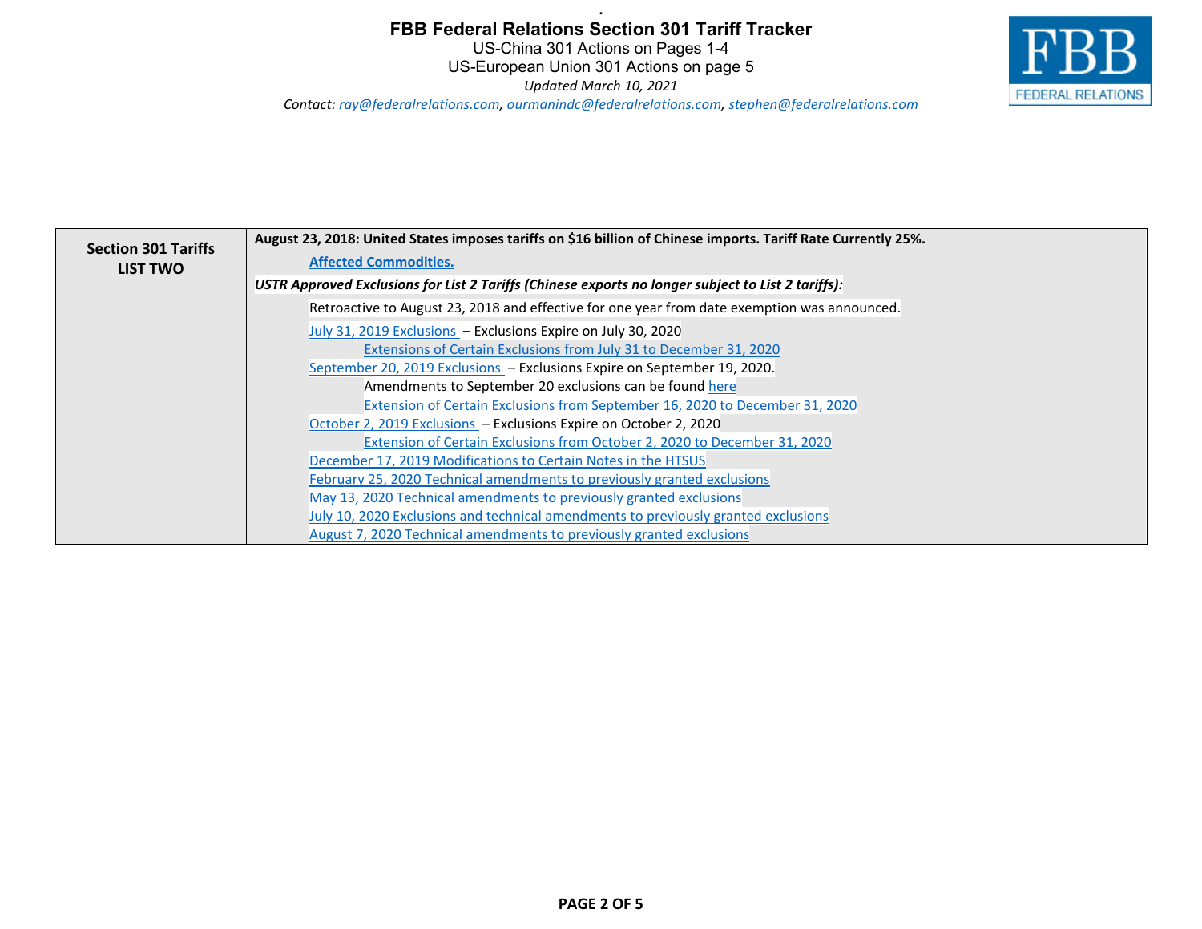# FBB Federal Relations Section 301 Tariff Tracker

US-China 301 Actions on Pages 1-4
US-European Union 301 Actions on page 5
*Updated March 10, 2021*
*Contact: ray@federalrelations.com, ourmanindc@federalrelations.com, stephen@federalrelations.com*

FBB FEDERAL RELATIONS

| Section 301 Tariffs LIST TWO | **August 23, 2018: United States imposes tariffs on $16 billion of Chinese imports. Tariff Rate Currently 25%.**<br>**Affected Commodities.**<br>***USTR Approved Exclusions for List 2 Tariffs (Chinese exports no longer subject to List 2 tariffs):***<br>Retroactive to August 23, 2018 and effective for one year from date exemption was announced.<br>July 31, 2019 Exclusions – Exclusions Expire on July 30, 2020<br>Extensions of Certain Exclusions from July 31 to December 31, 2020<br>September 20, 2019 Exclusions – Exclusions Expire on September 19, 2020.<br>Amendments to September 20 exclusions can be found here<br>Extension of Certain Exclusions from September 16, 2020 to December 31, 2020<br>October 2, 2019 Exclusions – Exclusions Expire on October 2, 2020<br>Extension of Certain Exclusions from October 2, 2020 to December 31, 2020<br>December 17, 2019 Modifications to Certain Notes in the HTSUS<br>February 25, 2020 Technical amendments to previously granted exclusions<br>May 13, 2020 Technical amendments to previously granted exclusions<br>July 10, 2020 Exclusions and technical amendments to previously granted exclusions<br>August 7, 2020 Technical amendments to previously granted exclusions |
|---|---|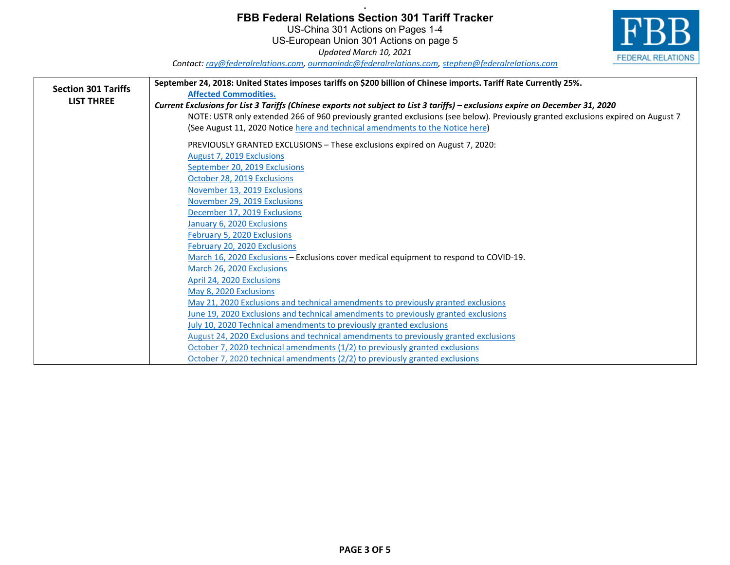# FBB Federal Relations Section 301 Tariff Tracker

US-China 301 Actions on Pages 1-4

US-European Union 301 Actions on page 5

*Updated March 10, 2021*

*Contact: ray@federalrelations.com, ourmanindc@federalrelations.com, stephen@federalrelations.com*

| Section 301 Tariffs LIST THREE | **September 24, 2018: United States imposes tariffs on $200 billion of Chinese imports. Tariff Rate Currently 25%.** **Affected Commodities.** ***Current Exclusions for List 3 Tariffs (Chinese exports not subject to List 3 tariffs) – exclusions expire on December 31, 2020*** NOTE: USTR only extended 266 of 960 previously granted exclusions (see below). Previously granted exclusions expired on August 7 (See August 11, 2020 Notice here and technical amendments to the Notice here) PREVIOUSLY GRANTED EXCLUSIONS – These exclusions expired on August 7, 2020: August 7, 2019 Exclusions; September 20, 2019 Exclusions; October 28, 2019 Exclusions; November 13, 2019 Exclusions; November 29, 2019 Exclusions; December 17, 2019 Exclusions; January 6, 2020 Exclusions; February 5, 2020 Exclusions; February 20, 2020 Exclusions; March 16, 2020 Exclusions – Exclusions cover medical equipment to respond to COVID-19.; March 26, 2020 Exclusions; April 24, 2020 Exclusions; May 8, 2020 Exclusions; May 21, 2020 Exclusions and technical amendments to previously granted exclusions; June 19, 2020 Exclusions and technical amendments to previously granted exclusions; July 10, 2020 Technical amendments to previously granted exclusions; August 24, 2020 Exclusions and technical amendments to previously granted exclusions; October 7, 2020 technical amendments (1/2) to previously granted exclusions; October 7, 2020 technical amendments (2/2) to previously granted exclusions |
|---|---|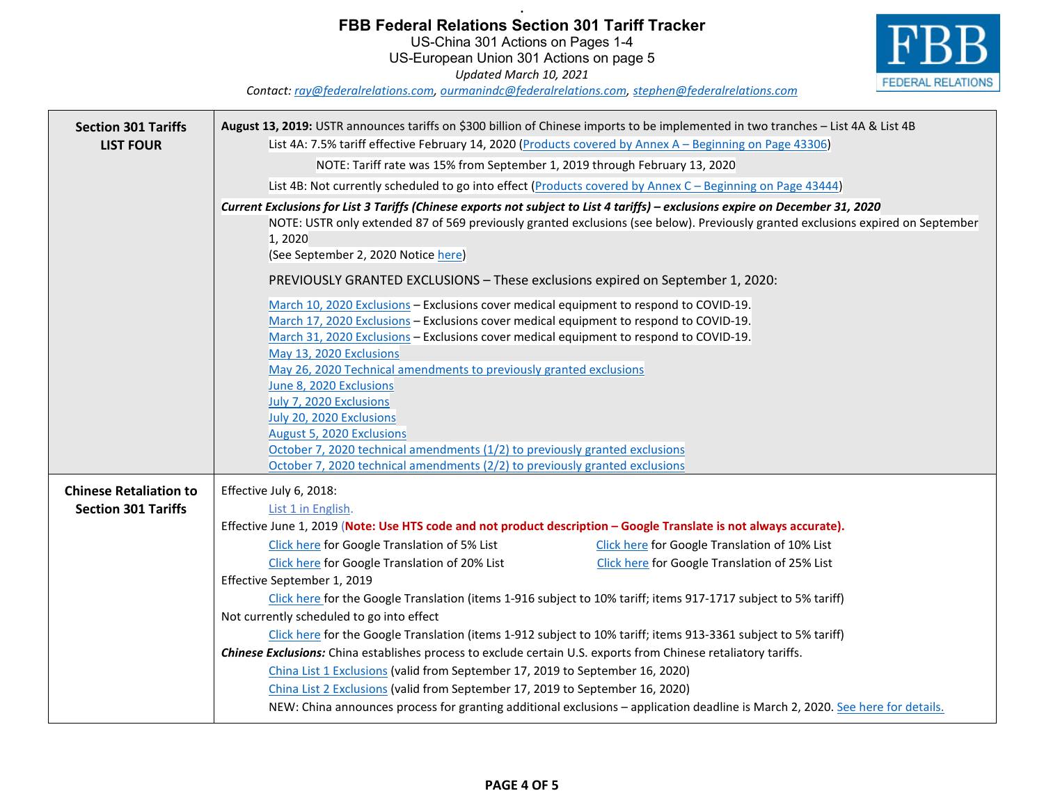# FBB Federal Relations Section 301 Tariff Tracker

US-China 301 Actions on Pages 1-4

US-European Union 301 Actions on page 5

*Updated March 10, 2021*

*Contact: ray@federalrelations.com, ourmanindc@federalrelations.com, stephen@federalrelations.com*

FBB FEDERAL RELATIONS

| | |
|---|---|
| **Section 301 Tariffs LIST FOUR** | **August 13, 2019:** USTR announces tariffs on $300 billion of Chinese imports to be implemented in two tranches – List 4A & List 4B<br>List 4A: 7.5% tariff effective February 14, 2020 (Products covered by Annex A – Beginning on Page 43306)<br>NOTE: Tariff rate was 15% from September 1, 2019 through February 13, 2020<br>List 4B: Not currently scheduled to go into effect (Products covered by Annex C – Beginning on Page 43444)<br>***Current Exclusions for List 3 Tariffs (Chinese exports not subject to List 4 tariffs) – exclusions expire on December 31, 2020***<br>NOTE: USTR only extended 87 of 569 previously granted exclusions (see below). Previously granted exclusions expired on September 1, 2020<br>(See September 2, 2020 Notice here)<br>PREVIOUSLY GRANTED EXCLUSIONS – These exclusions expired on September 1, 2020:<br>March 10, 2020 Exclusions – Exclusions cover medical equipment to respond to COVID-19.<br>March 17, 2020 Exclusions – Exclusions cover medical equipment to respond to COVID-19.<br>March 31, 2020 Exclusions – Exclusions cover medical equipment to respond to COVID-19.<br>May 13, 2020 Exclusions<br>May 26, 2020 Technical amendments to previously granted exclusions<br>June 8, 2020 Exclusions<br>July 7, 2020 Exclusions<br>July 20, 2020 Exclusions<br>August 5, 2020 Exclusions<br>October 7, 2020 technical amendments (1/2) to previously granted exclusions<br>October 7, 2020 technical amendments (2/2) to previously granted exclusions |
| **Chinese Retaliation to Section 301 Tariffs** | Effective July 6, 2018:<br>List 1 in English.<br>Effective June 1, 2019 (**Note: Use HTS code and not product description – Google Translate is not always accurate).**<br>Click here for Google Translation of 5% List — Click here for Google Translation of 10% List<br>Click here for Google Translation of 20% List — Click here for Google Translation of 25% List<br>Effective September 1, 2019<br>Click here for the Google Translation (items 1-916 subject to 10% tariff; items 917-1717 subject to 5% tariff)<br>Not currently scheduled to go into effect<br>Click here for the Google Translation (items 1-912 subject to 10% tariff; items 913-3361 subject to 5% tariff)<br>***Chinese Exclusions:*** China establishes process to exclude certain U.S. exports from Chinese retaliatory tariffs.<br>China List 1 Exclusions (valid from September 17, 2019 to September 16, 2020)<br>China List 2 Exclusions (valid from September 17, 2019 to September 16, 2020)<br>NEW: China announces process for granting additional exclusions – application deadline is March 2, 2020. See here for details. |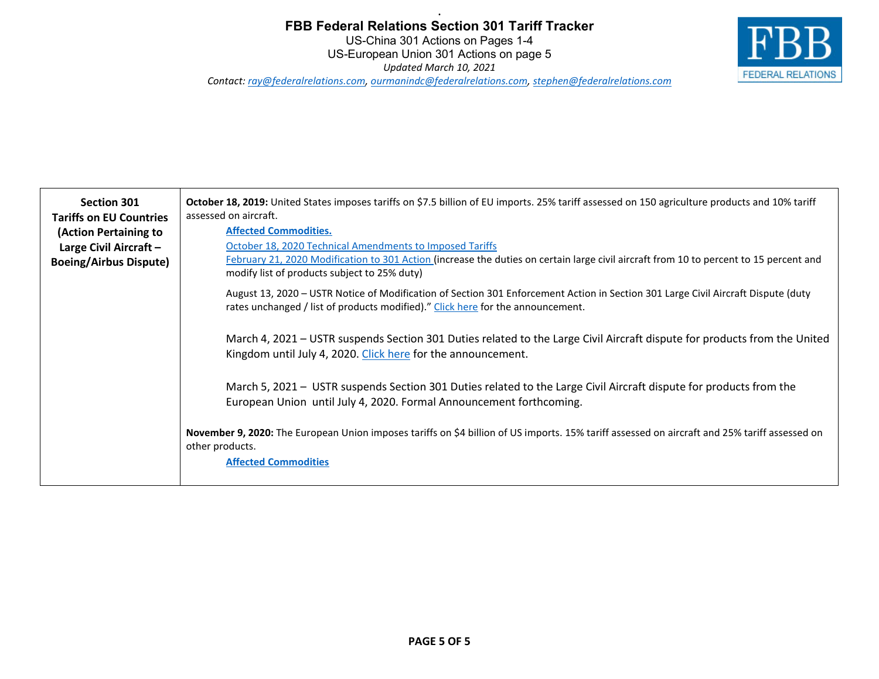**FBB Federal Relations Section 301 Tariff Tracker**

US-China 301 Actions on Pages 1-4

US-European Union 301 Actions on page 5

*Updated March 10, 2021*

*Contact: ray@federalrelations.com, ourmanindc@federalrelations.com, stephen@federalrelations.com*

FBB FEDERAL RELATIONS

| | |
|---|---|
| **Section 301 Tariffs on EU Countries (Action Pertaining to Large Civil Aircraft – Boeing/Airbus Dispute)** | **October 18, 2019:** United States imposes tariffs on $7.5 billion of EU imports. 25% tariff assessed on 150 agriculture products and 10% tariff assessed on aircraft.<br><br>**Affected Commodities.**<br>October 18, 2020 Technical Amendments to Imposed Tariffs<br>February 21, 2020 Modification to 301 Action (increase the duties on certain large civil aircraft from 10 to percent to 15 percent and modify list of products subject to 25% duty)<br><br>August 13, 2020 – USTR Notice of Modification of Section 301 Enforcement Action in Section 301 Large Civil Aircraft Dispute (duty rates unchanged / list of products modified)." Click here for the announcement.<br><br>March 4, 2021 – USTR suspends Section 301 Duties related to the Large Civil Aircraft dispute for products from the United Kingdom until July 4, 2020. Click here for the announcement.<br><br>March 5, 2021 – USTR suspends Section 301 Duties related to the Large Civil Aircraft dispute for products from the European Union until July 4, 2020. Formal Announcement forthcoming.<br><br>**November 9, 2020:** The European Union imposes tariffs on $4 billion of US imports. 15% tariff assessed on aircraft and 25% tariff assessed on other products.<br><br>**Affected Commodities** |